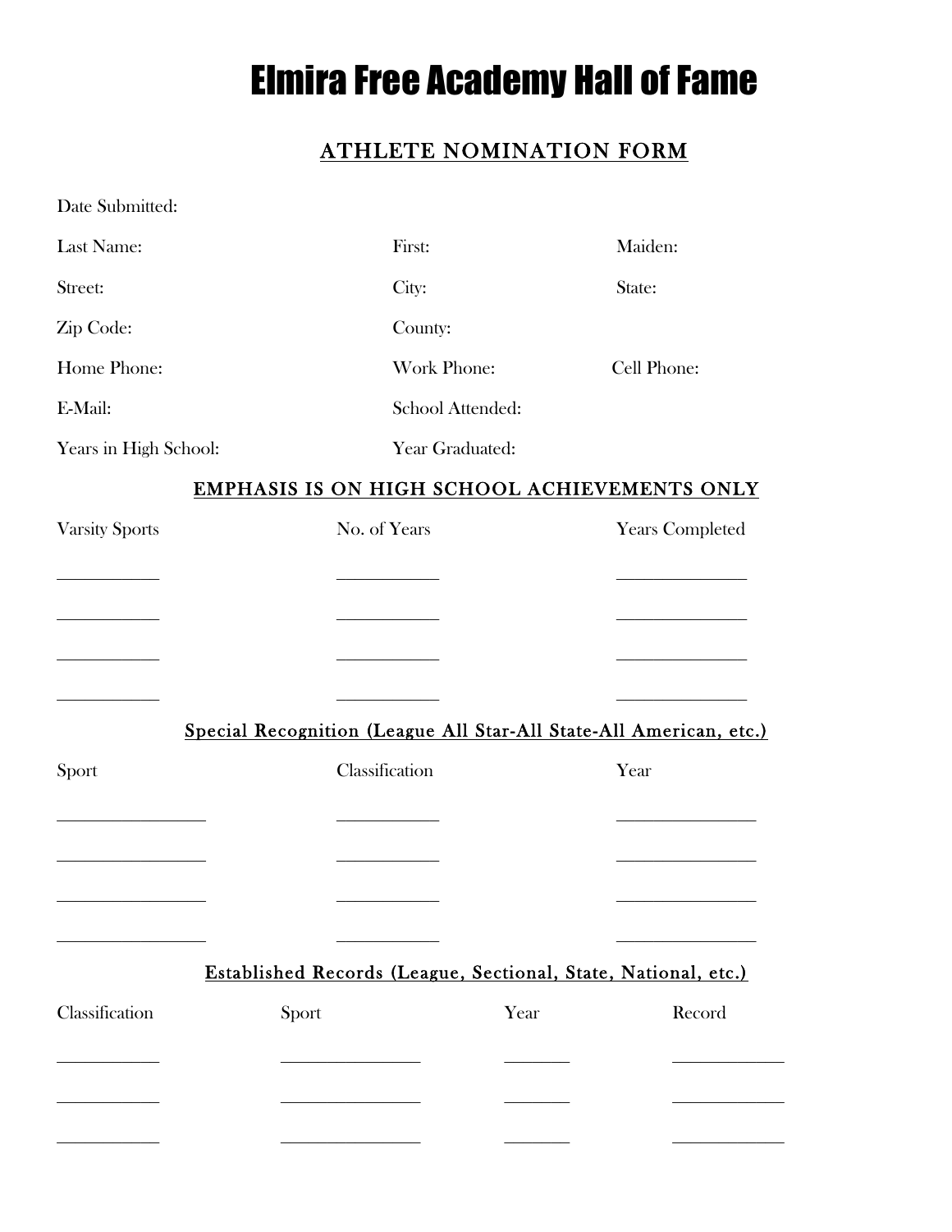# Elmira Free Academy Hall of Fame

## ATHLETE NOMINATION FORM

Date Submitted:

Last Name: First: Maiden:

Street: City: State:

Zip Code: County:

Home Phone: Work Phone: Cell Phone:

E-Mail: School Attended:

Years in High School: Year Graduated:

### EMPHASIS IS ON HIGH SCHOOL ACHIEVEMENTS ONLY

| Varsity Sports | No. of Years | Years Completed |
| --- | --- | --- |
| ___________ | ___________ | ______________ |
| ___________ | ___________ | ______________ |
| ___________ | ___________ | ______________ |
| ___________ | ___________ | ______________ |

### Special Recognition (League All Star-All State-All American, etc.)

| Sport | Classification | Year |
| --- | --- | --- |
| ________________ | ___________ | _______________ |
| ________________ | ___________ | _______________ |
| ________________ | ___________ | _______________ |
| ________________ | ___________ | _______________ |

### Established Records (League, Sectional, State, National, etc.)

| Classification | Sport | Year | Record |
| --- | --- | --- | --- |
| ___________ | _______________ | _______ | ____________ |
| ___________ | _______________ | _______ | ____________ |
| ___________ | _______________ | _______ | ____________ |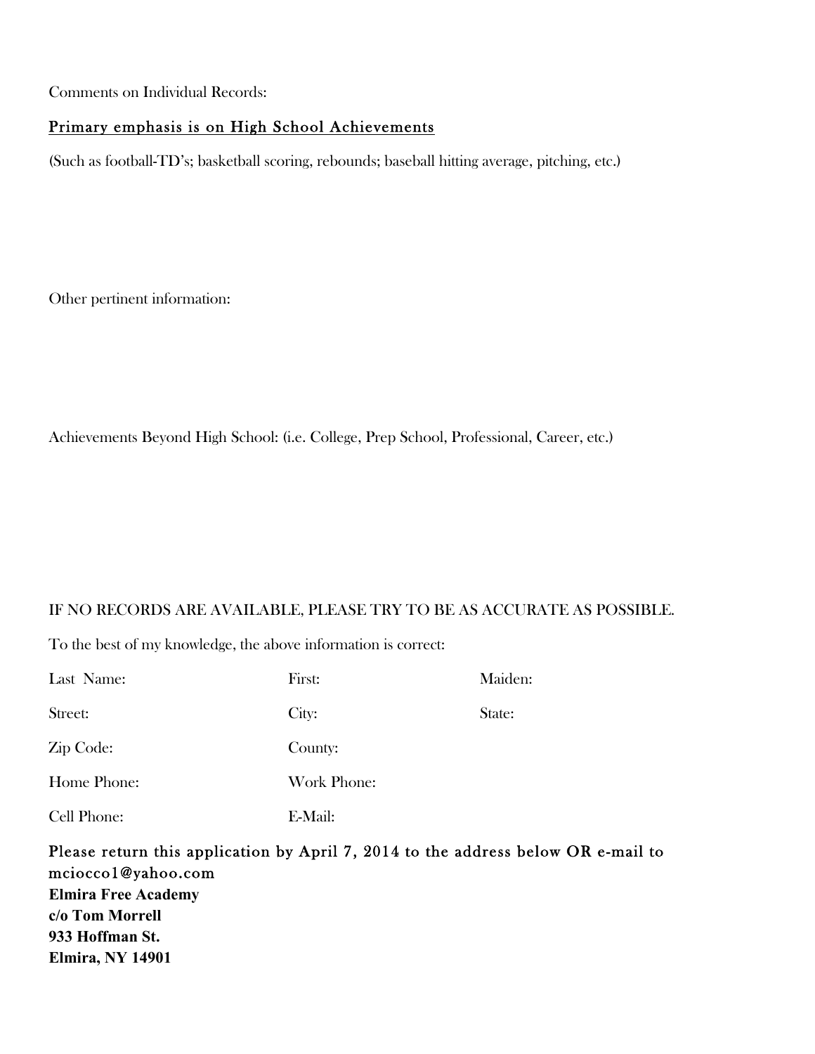Comments on Individual Records:

<u>Primary emphasis is on High School Achievements</u>

(Such as football-TD's; basketball scoring, rebounds; baseball hitting average, pitching, etc.)

Other pertinent information:

Achievements Beyond High School: (i.e. College, Prep School, Professional, Career, etc.)

IF NO RECORDS ARE AVAILABLE, PLEASE TRY TO BE AS ACCURATE AS POSSIBLE.

To the best of my knowledge, the above information is correct:

| | | |
|---|---|---|
| Last Name: | First: | Maiden: |
| Street: | City: | State: |
| Zip Code: | County: | |
| Home Phone: | Work Phone: | |
| Cell Phone: | E-Mail: | |

**Please return this application by April 7, 2014 to the address below OR e-mail to mciocco1@yahoo.com**

**Elmira Free Academy**
**c/o Tom Morrell**
**933 Hoffman St.**
**Elmira, NY 14901**